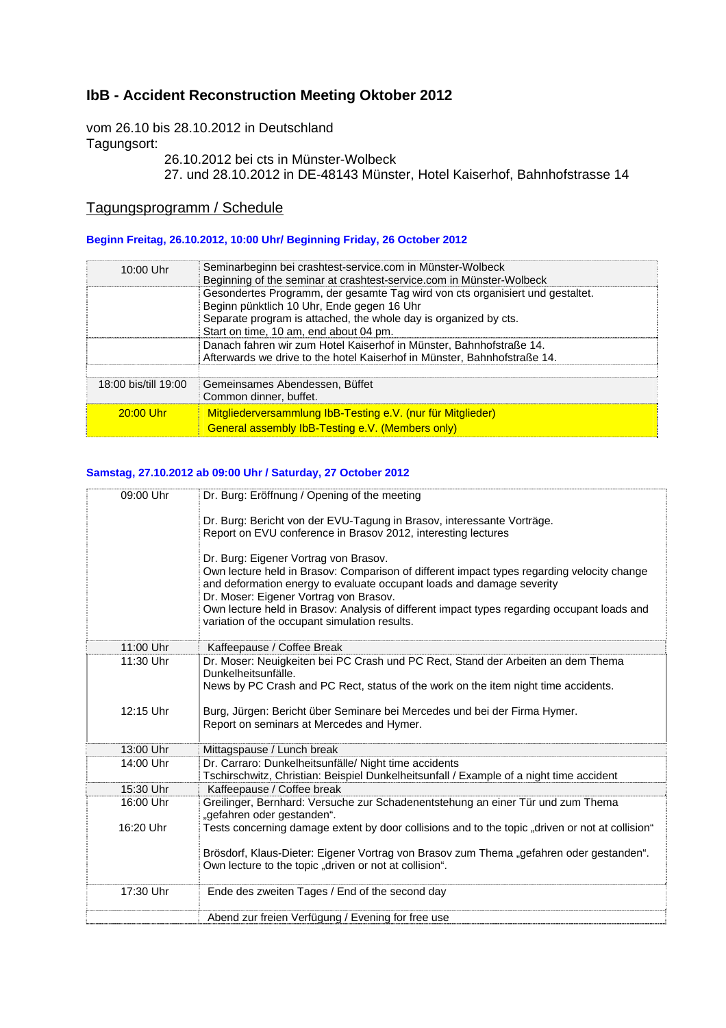# IbB - Accident Reconstruction Meeting Oktober 2012

vom 26.10 bis 28.10.2012 in Deutschland
Tagungsort:

26.10.2012 bei cts in Münster-Wolbeck
27. und 28.10.2012 in DE-48143 Münster, Hotel Kaiserhof, Bahnhofstrasse 14

## Tagungsprogramm / Schedule

### Beginn Freitag, 26.10.2012, 10:00 Uhr/ Beginning Friday, 26 October 2012

| | |
|---|---|
| 10:00 Uhr | Seminarbeginn bei crashtest-service.com in Münster-Wolbeck<br>Beginning of the seminar at crashtest-service.com in Münster-Wolbeck |
| | Gesondertes Programm, der gesamte Tag wird von cts organisiert und gestaltet.<br>Beginn pünktlich 10 Uhr, Ende gegen 16 Uhr<br>Separate program is attached, the whole day is organized by cts.<br>Start on time, 10 am, end about 04 pm. |
| | Danach fahren wir zum Hotel Kaiserhof in Münster, Bahnhofstraße 14.<br>Afterwards we drive to the hotel Kaiserhof in Münster, Bahnhofstraße 14. |
| | |
| 18:00 bis/till 19:00 | Gemeinsames Abendessen, Büffet<br>Common dinner, buffet. |
| 20:00 Uhr | Mitgliederversammlung IbB-Testing e.V. (nur für Mitglieder)<br>General assembly IbB-Testing e.V. (Members only) |

### Samstag, 27.10.2012 ab 09:00 Uhr / Saturday, 27 October 2012

| | |
|---|---|
| 09:00 Uhr | Dr. Burg: Eröffnung / Opening of the meeting<br><br>Dr. Burg: Bericht von der EVU-Tagung in Brasov, interessante Vorträge.<br>Report on EVU conference in Brasov 2012, interesting lectures<br><br>Dr. Burg: Eigener Vortrag von Brasov.<br>Own lecture held in Brasov: Comparison of different impact types regarding velocity change and deformation energy to evaluate occupant loads and damage severity<br>Dr. Moser: Eigener Vortrag von Brasov.<br>Own lecture held in Brasov: Analysis of different impact types regarding occupant loads and variation of the occupant simulation results. |
| 11:00 Uhr | Kaffeepause / Coffee Break |
| 11:30 Uhr | Dr. Moser: Neuigkeiten bei PC Crash und PC Rect, Stand der Arbeiten an dem Thema Dunkelheitsunfälle.<br>News by PC Crash and PC Rect, status of the work on the item night time accidents. |
| 12:15 Uhr | Burg, Jürgen: Bericht über Seminare bei Mercedes und bei der Firma Hymer.<br>Report on seminars at Mercedes and Hymer. |
| 13:00 Uhr | Mittagspause / Lunch break |
| 14:00 Uhr | Dr. Carraro: Dunkelheitsunfälle/ Night time accidents<br>Tschirschwitz, Christian: Beispiel Dunkelheitsunfall / Example of a night time accident |
| 15:30 Uhr | Kaffeepause / Coffee break |
| 16:00 Uhr | Greilinger, Bernhard: Versuche zur Schadenentstehung an einer Tür und zum Thema „gefahren oder gestanden".<br>Tests concerning damage extent by door collisions and to the topic „driven or not at collision" |
| 16:20 Uhr | Brösdorf, Klaus-Dieter: Eigener Vortrag von Brasov zum Thema „gefahren oder gestanden".<br>Own lecture to the topic „driven or not at collision". |
| 17:30 Uhr | Ende des zweiten Tages / End of the second day |
| | Abend zur freien Verfügung / Evening for free use |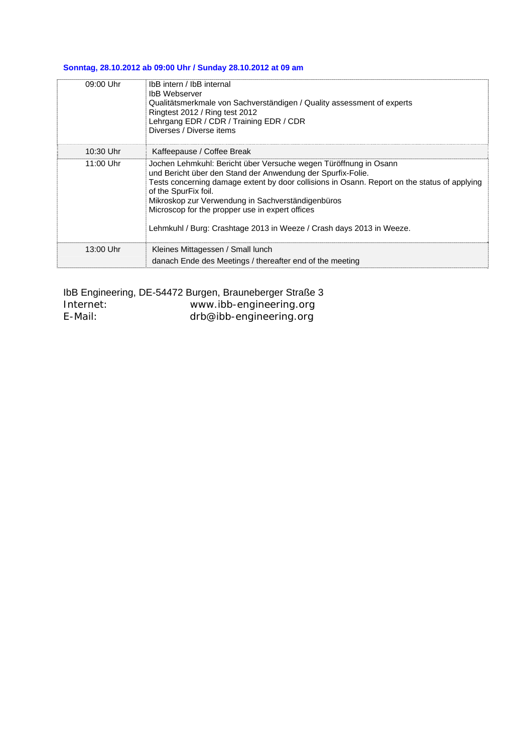**Sonntag, 28.10.2012 ab 09:00 Uhr / Sunday 28.10.2012 at 09 am**

| | |
|---|---|
| 09:00 Uhr | IbB intern / IbB internal<br>IbB Webserver<br>Qualitätsmerkmale von Sachverständigen / Quality assessment of experts<br>Ringtest 2012 / Ring test 2012<br>Lehrgang EDR / CDR / Training EDR / CDR<br>Diverses / Diverse items |
| 10:30 Uhr | Kaffeepause / Coffee Break |
| 11:00 Uhr | Jochen Lehmkuhl: Bericht über Versuche wegen Türöffnung in Osann und Bericht über den Stand der Anwendung der Spurfix-Folie.<br>Tests concerning damage extent by door collisions in Osann. Report on the status of applying of the SpurFix foil.<br>Mikroskop zur Verwendung in Sachverständigenbüros<br>Microscop for the propper use in expert offices<br><br>Lehmkuhl / Burg: Crashtage 2013 in Weeze / Crash days 2013 in Weeze. |
| 13:00 Uhr | Kleines Mittagessen / Small lunch<br>danach Ende des Meetings / thereafter end of the meeting |

IbB Engineering, DE-54472 Burgen, Brauneberger Straße 3
Internet: www.ibb-engineering.org
E-Mail: drb@ibb-engineering.org